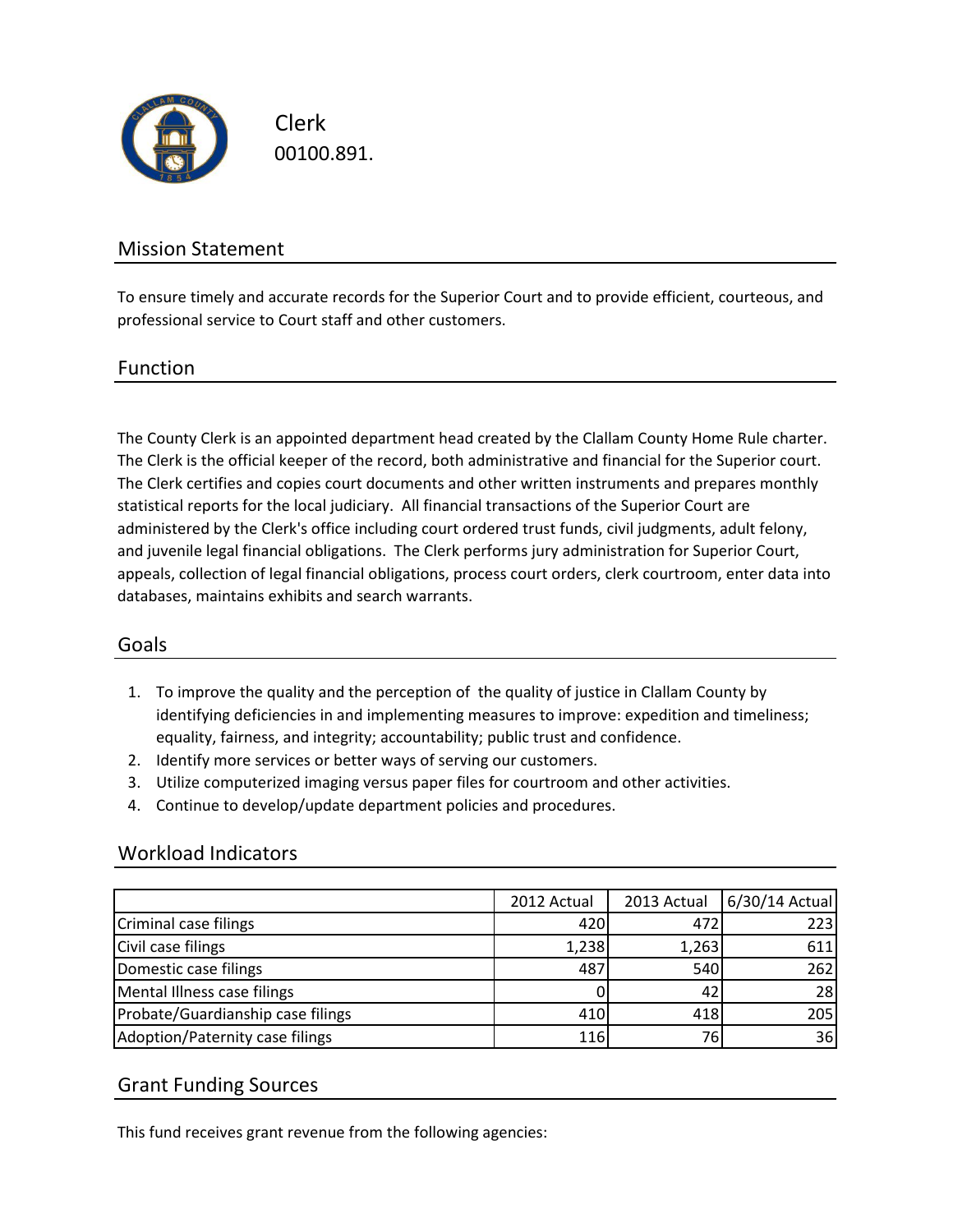# Clerk

00100.891.

## Mission Statement

To ensure timely and accurate records for the Superior Court and to provide efficient, courteous, and professional service to Court staff and other customers.

## Function

The County Clerk is an appointed department head created by the Clallam County Home Rule charter. The Clerk is the official keeper of the record, both administrative and financial for the Superior court. The Clerk certifies and copies court documents and other written instruments and prepares monthly statistical reports for the local judiciary. All financial transactions of the Superior Court are administered by the Clerk's office including court ordered trust funds, civil judgments, adult felony, and juvenile legal financial obligations. The Clerk performs jury administration for Superior Court, appeals, collection of legal financial obligations, process court orders, clerk courtroom, enter data into databases, maintains exhibits and search warrants.

## Goals

1. To improve the quality and the perception of the quality of justice in Clallam County by identifying deficiencies in and implementing measures to improve: expedition and timeliness; equality, fairness, and integrity; accountability; public trust and confidence.
2. Identify more services or better ways of serving our customers.
3. Utilize computerized imaging versus paper files for courtroom and other activities.
4. Continue to develop/update department policies and procedures.

## Workload Indicators

| | 2012 Actual | 2013 Actual | 6/30/14 Actual |
|---|---|---|---|
| Criminal case filings | 420 | 472 | 223 |
| Civil case filings | 1,238 | 1,263 | 611 |
| Domestic case filings | 487 | 540 | 262 |
| Mental Illness case filings | 0 | 42 | 28 |
| Probate/Guardianship case filings | 410 | 418 | 205 |
| Adoption/Paternity case filings | 116 | 76 | 36 |

## Grant Funding Sources

This fund receives grant revenue from the following agencies: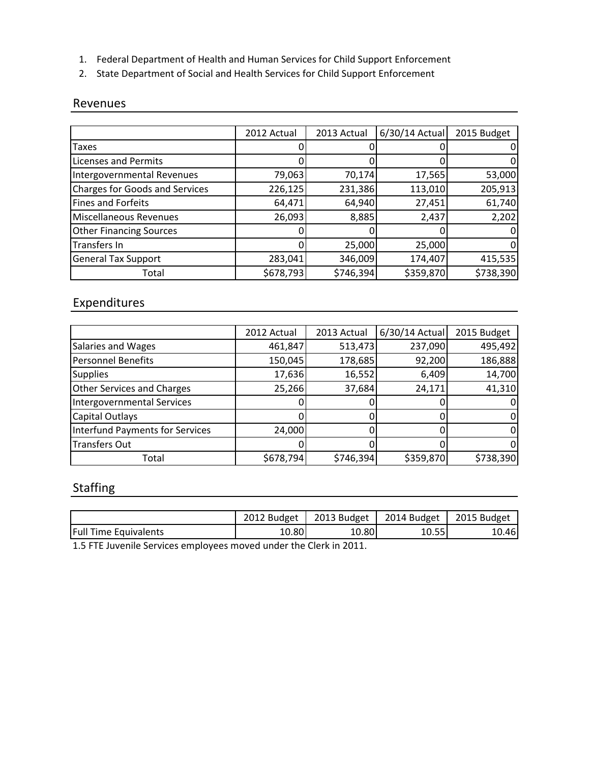1. Federal Department of Health and Human Services for Child Support Enforcement
2. State Department of Social and Health Services for Child Support Enforcement

## Revenues

| | 2012 Actual | 2013 Actual | 6/30/14 Actual | 2015 Budget |
|---|---|---|---|---|
| Taxes | 0 | 0 | 0 | 0 |
| Licenses and Permits | 0 | 0 | 0 | 0 |
| Intergovernmental Revenues | 79,063 | 70,174 | 17,565 | 53,000 |
| Charges for Goods and Services | 226,125 | 231,386 | 113,010 | 205,913 |
| Fines and Forfeits | 64,471 | 64,940 | 27,451 | 61,740 |
| Miscellaneous Revenues | 26,093 | 8,885 | 2,437 | 2,202 |
| Other Financing Sources | 0 | 0 | 0 | 0 |
| Transfers In | 0 | 25,000 | 25,000 | 0 |
| General Tax Support | 283,041 | 346,009 | 174,407 | 415,535 |
| Total | $678,793 | $746,394 | $359,870 | $738,390 |

## Expenditures

| | 2012 Actual | 2013 Actual | 6/30/14 Actual | 2015 Budget |
|---|---|---|---|---|
| Salaries and Wages | 461,847 | 513,473 | 237,090 | 495,492 |
| Personnel Benefits | 150,045 | 178,685 | 92,200 | 186,888 |
| Supplies | 17,636 | 16,552 | 6,409 | 14,700 |
| Other Services and Charges | 25,266 | 37,684 | 24,171 | 41,310 |
| Intergovernmental Services | 0 | 0 | 0 | 0 |
| Capital Outlays | 0 | 0 | 0 | 0 |
| Interfund Payments for Services | 24,000 | 0 | 0 | 0 |
| Transfers Out | 0 | 0 | 0 | 0 |
| Total | $678,794 | $746,394 | $359,870 | $738,390 |

## Staffing

| | 2012 Budget | 2013 Budget | 2014 Budget | 2015 Budget |
|---|---|---|---|---|
| Full Time Equivalents | 10.80 | 10.80 | 10.55 | 10.46 |

1.5 FTE Juvenile Services employees moved under the Clerk in 2011.